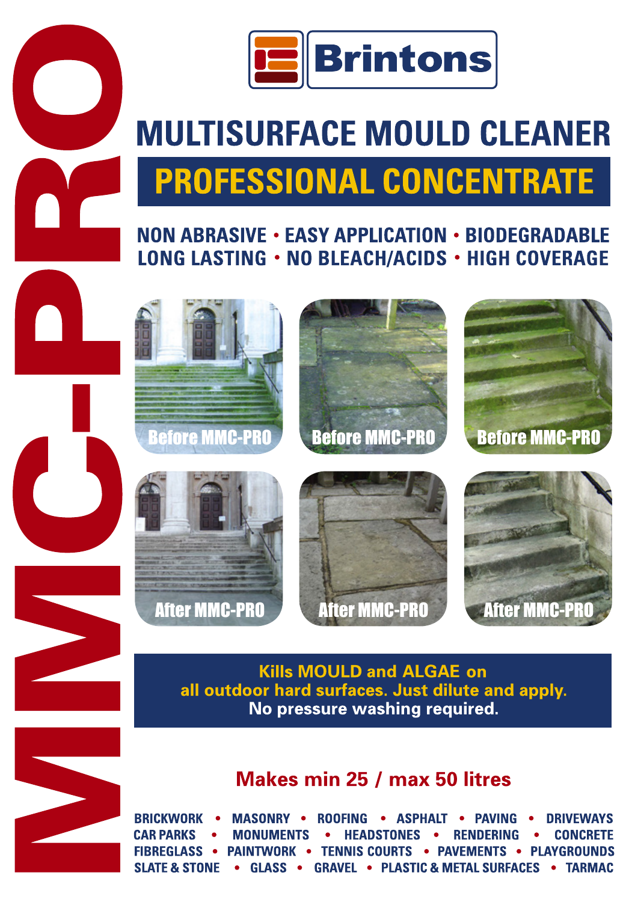# MMC-PRO

Brintons

## MULTISURFACE MOULD CLEANER

## PROFESSIONAL CONCENTRATE

NON ABRASIVE • EASY APPLICATION • BIODEGRADABLE
LONG LASTING • NO BLEACH/ACIDS • HIGH COVERAGE

Before MMC-PRO | Before MMC-PRO | Before MMC-PRO

After MMC-PRO | After MMC-PRO | After MMC-PRO

**Kills MOULD and ALGAE on all outdoor hard surfaces. Just dilute and apply.**
**No pressure washing required.**

**Makes min 25 / max 50 litres**

BRICKWORK • MASONRY • ROOFING • ASPHALT • PAVING • DRIVEWAYS
CAR PARKS • MONUMENTS • HEADSTONES • RENDERING • CONCRETE
FIBREGLASS • PAINTWORK • TENNIS COURTS • PAVEMENTS • PLAYGROUNDS
SLATE & STONE • GLASS • GRAVEL • PLASTIC & METAL SURFACES • TARMAC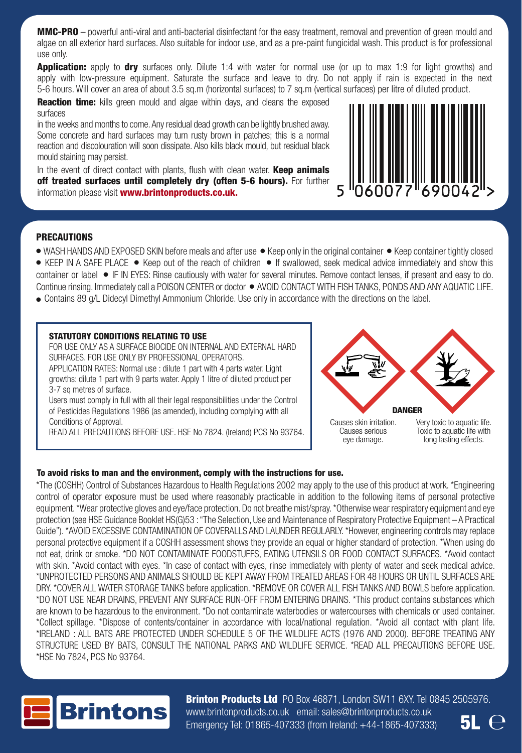**MMC-PRO** – powerful anti-viral and anti-bacterial disinfectant for the easy treatment, removal and prevention of green mould and algae on all exterior hard surfaces. Also suitable for indoor use, and as a pre-paint fungicidal wash. This product is for professional use only.

**Application:** apply to **dry** surfaces only. Dilute 1:4 with water for normal use (or up to max 1:9 for light growths) and apply with low-pressure equipment. Saturate the surface and leave to dry. Do not apply if rain is expected in the next 5-6 hours. Will cover an area of about 3.5 sq.m (horizontal surfaces) to 7 sq.m (vertical surfaces) per litre of diluted product.

**Reaction time:** kills green mould and algae within days, and cleans the exposed surfaces in the weeks and months to come. Any residual dead growth can be lightly brushed away. Some concrete and hard surfaces may turn rusty brown in patches; this is a normal reaction and discolouration will soon dissipate. Also kills black mould, but residual black mould staining may persist.

In the event of direct contact with plants, flush with clean water. **Keep animals off treated surfaces until completely dry (often 5-6 hours).** For further information please visit **www.brintonproducts.co.uk.**

5 060077 690042 >

## PRECAUTIONS

- WASH HANDS AND EXPOSED SKIN before meals and after use
- Keep only in the original container
- Keep container tightly closed
- KEEP IN A SAFE PLACE
- Keep out of the reach of children
- If swallowed, seek medical advice immediately and show this container or label
- IF IN EYES: Rinse cautiously with water for several minutes. Remove contact lenses, if present and easy to do. Continue rinsing. Immediately call a POISON CENTER or doctor
- AVOID CONTACT WITH FISH TANKS, PONDS AND ANY AQUATIC LIFE.
- Contains 89 g/L Didecyl Dimethyl Ammonium Chloride. Use only in accordance with the directions on the label.

### STATUTORY CONDITIONS RELATING TO USE

FOR USE ONLY AS A SURFACE BIOCIDE ON INTERNAL AND EXTERNAL HARD SURFACES. FOR USE ONLY BY PROFESSIONAL OPERATORS.
APPLICATION RATES: Normal use : dilute 1 part with 4 parts water. Light growths: dilute 1 part with 9 parts water. Apply 1 litre of diluted product per 3-7 sq metres of surface.
Users must comply in full with all their legal responsibilities under the Control of Pesticides Regulations 1986 (as amended), including complying with all Conditions of Approval.
READ ALL PRECAUTIONS BEFORE USE. HSE No 7824. (Ireland) PCS No 93764.

**DANGER**

Causes skin irritation. Causes serious eye damage.

Very toxic to aquatic life. Toxic to aquatic life with long lasting effects.

**To avoid risks to man and the environment, comply with the instructions for use.**

*The (COSHH) Control of Substances Hazardous to Health Regulations 2002 may apply to the use of this product at work. *Engineering control of operator exposure must be used where reasonably practicable in addition to the following items of personal protective equipment. *Wear protective gloves and eye/face protection. Do not breathe mist/spray. *Otherwise wear respiratory equipment and eye protection (see HSE Guidance Booklet HS(G)53 : "The Selection, Use and Maintenance of Respiratory Protective Equipment – A Practical Guide"). *AVOID EXCESSIVE CONTAMINATION OF COVERALLS AND LAUNDER REGULARLY. *However, engineering controls may replace personal protective equipment if a COSHH assessment shows they provide an equal or higher standard of protection. *When using do not eat, drink or smoke. *DO NOT CONTAMINATE FOODSTUFFS, EATING UTENSILS OR FOOD CONTACT SURFACES. *Avoid contact with skin. *Avoid contact with eyes. *In case of contact with eyes, rinse immediately with plenty of water and seek medical advice. *UNPROTECTED PERSONS AND ANIMALS SHOULD BE KEPT AWAY FROM TREATED AREAS FOR 48 HOURS OR UNTIL SURFACES ARE DRY. *COVER ALL WATER STORAGE TANKS before application. *REMOVE OR COVER ALL FISH TANKS AND BOWLS before application. *DO NOT USE NEAR DRAINS, PREVENT ANY SURFACE RUN-OFF FROM ENTERING DRAINS. *This product contains substances which are known to be hazardous to the environment. *Do not contaminate waterbodies or watercourses with chemicals or used container. *Collect spillage. *Dispose of contents/container in accordance with local/national regulation. *Avoid all contact with plant life. *IRELAND : ALL BATS ARE PROTECTED UNDER SCHEDULE 5 OF THE WILDLIFE ACTS (1976 AND 2000). BEFORE TREATING ANY STRUCTURE USED BY BATS, CONSULT THE NATIONAL PARKS AND WILDLIFE SERVICE. *READ ALL PRECAUTIONS BEFORE USE. *HSE No 7824, PCS No 93764.

Brintons

**Brinton Products Ltd** PO Box 46871, London SW11 6XY. Tel 0845 2505976.
www.brintonproducts.co.uk email: sales@brintonproducts.co.uk
Emergency Tel: 01865-407333 (from Ireland: +44-1865-407333)

**5L** ℮